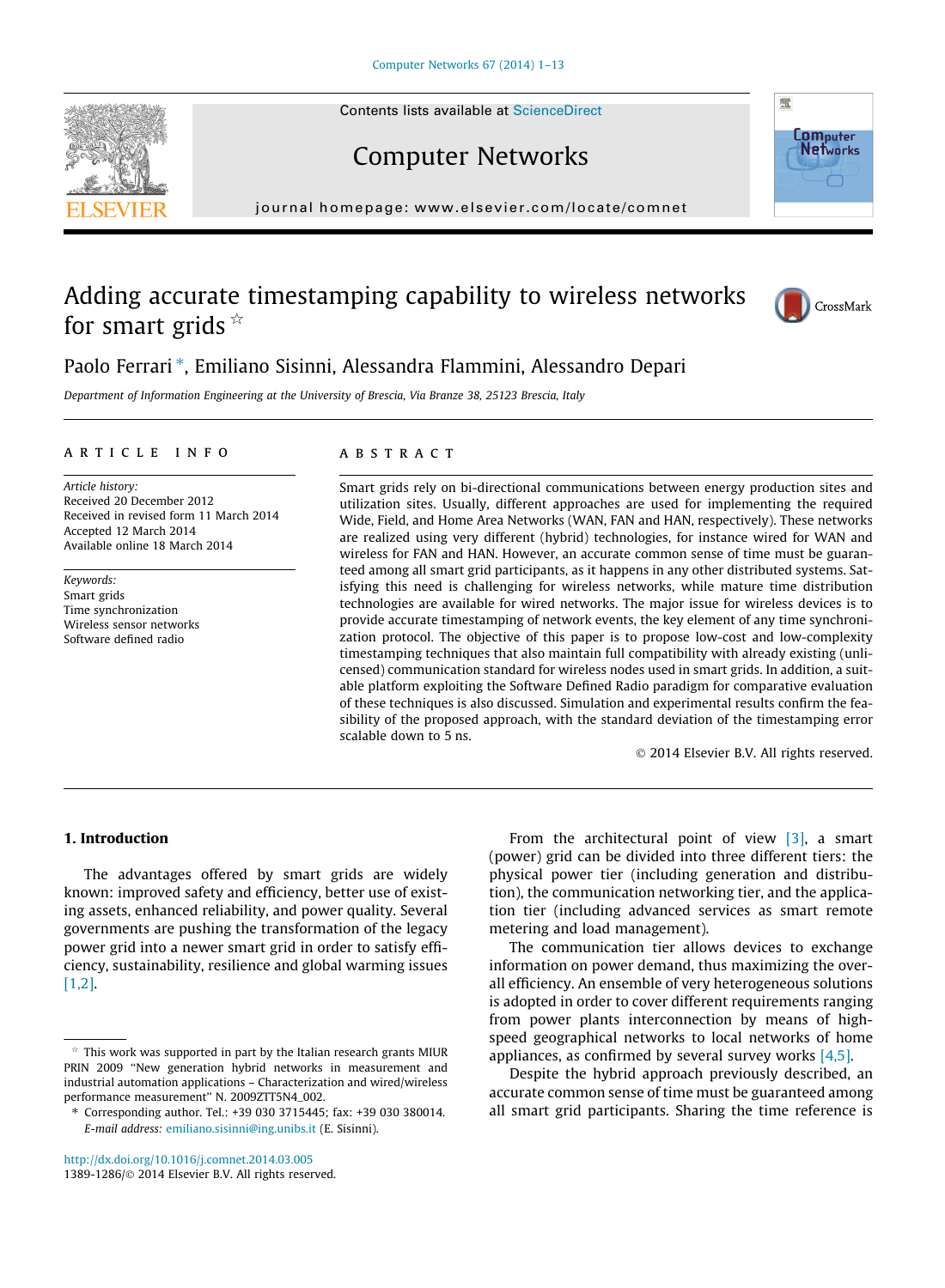# Adding accurate timestamping capability to wireless networks for smart grids ☆

Paolo Ferrari *, Emiliano Sisinni, Alessandra Flammini, Alessandro Depari

*Department of Information Engineering at the University of Brescia, Via Branze 38, 25123 Brescia, Italy*

## ARTICLE INFO

*Article history:*
Received 20 December 2012
Received in revised form 11 March 2014
Accepted 12 March 2014
Available online 18 March 2014

*Keywords:*
Smart grids
Time synchronization
Wireless sensor networks
Software defined radio

## ABSTRACT

Smart grids rely on bi-directional communications between energy production sites and utilization sites. Usually, different approaches are used for implementing the required Wide, Field, and Home Area Networks (WAN, FAN and HAN, respectively). These networks are realized using very different (hybrid) technologies, for instance wired for WAN and wireless for FAN and HAN. However, an accurate common sense of time must be guaranteed among all smart grid participants, as it happens in any other distributed systems. Satisfying this need is challenging for wireless networks, while mature time distribution technologies are available for wired networks. The major issue for wireless devices is to provide accurate timestamping of network events, the key element of any time synchronization protocol. The objective of this paper is to propose low-cost and low-complexity timestamping techniques that also maintain full compatibility with already existing (unlicensed) communication standard for wireless nodes used in smart grids. In addition, a suitable platform exploiting the Software Defined Radio paradigm for comparative evaluation of these techniques is also discussed. Simulation and experimental results confirm the feasibility of the proposed approach, with the standard deviation of the timestamping error scalable down to 5 ns.

© 2014 Elsevier B.V. All rights reserved.

## 1. Introduction

The advantages offered by smart grids are widely known: improved safety and efficiency, better use of existing assets, enhanced reliability, and power quality. Several governments are pushing the transformation of the legacy power grid into a newer smart grid in order to satisfy efficiency, sustainability, resilience and global warming issues [1,2].

From the architectural point of view [3], a smart (power) grid can be divided into three different tiers: the physical power tier (including generation and distribution), the communication networking tier, and the application tier (including advanced services as smart remote metering and load management).

The communication tier allows devices to exchange information on power demand, thus maximizing the overall efficiency. An ensemble of very heterogeneous solutions is adopted in order to cover different requirements ranging from power plants interconnection by means of high-speed geographical networks to local networks of home appliances, as confirmed by several survey works [4,5].

Despite the hybrid approach previously described, an accurate common sense of time must be guaranteed among all smart grid participants. Sharing the time reference is

---

☆ This work was supported in part by the Italian research grants MIUR PRIN 2009 "New generation hybrid networks in measurement and industrial automation applications – Characterization and wired/wireless performance measurement" N. 2009ZTT5N4_002.

* Corresponding author. Tel.: +39 030 3715445; fax: +39 030 380014. *E-mail address:* emiliano.sisinni@ing.unibs.it (E. Sisinni).

http://dx.doi.org/10.1016/j.comnet.2014.03.005
1389-1286/© 2014 Elsevier B.V. All rights reserved.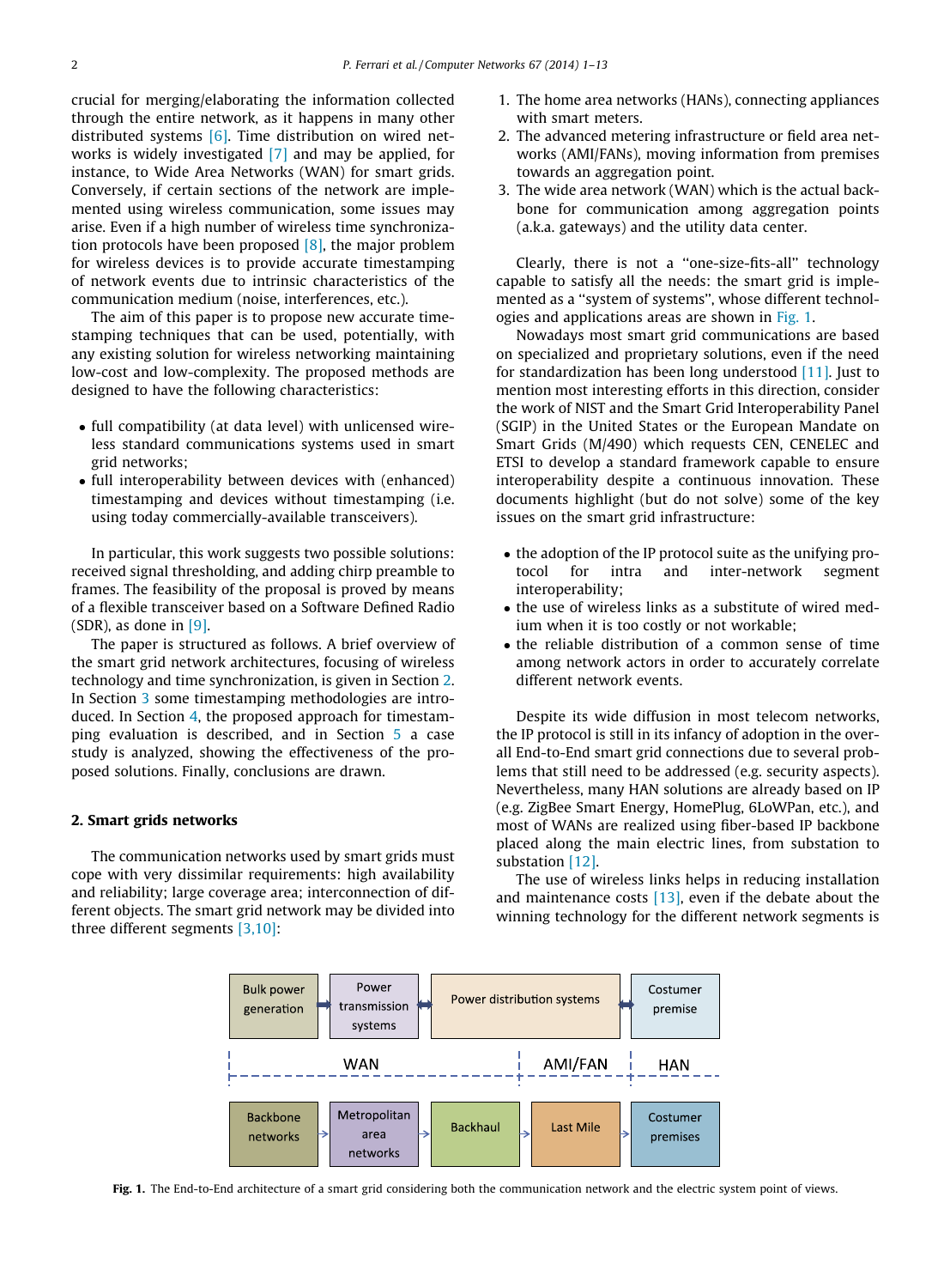crucial for merging/elaborating the information collected through the entire network, as it happens in many other distributed systems [6]. Time distribution on wired networks is widely investigated [7] and may be applied, for instance, to Wide Area Networks (WAN) for smart grids. Conversely, if certain sections of the network are implemented using wireless communication, some issues may arise. Even if a high number of wireless time synchronization protocols have been proposed [8], the major problem for wireless devices is to provide accurate timestamping of network events due to intrinsic characteristics of the communication medium (noise, interferences, etc.).

The aim of this paper is to propose new accurate timestamping techniques that can be used, potentially, with any existing solution for wireless networking maintaining low-cost and low-complexity. The proposed methods are designed to have the following characteristics:

- full compatibility (at data level) with unlicensed wireless standard communications systems used in smart grid networks;
- full interoperability between devices with (enhanced) timestamping and devices without timestamping (i.e. using today commercially-available transceivers).

In particular, this work suggests two possible solutions: received signal thresholding, and adding chirp preamble to frames. The feasibility of the proposal is proved by means of a flexible transceiver based on a Software Defined Radio (SDR), as done in [9].

The paper is structured as follows. A brief overview of the smart grid network architectures, focusing of wireless technology and time synchronization, is given in Section 2. In Section 3 some timestamping methodologies are introduced. In Section 4, the proposed approach for timestamping evaluation is described, and in Section 5 a case study is analyzed, showing the effectiveness of the proposed solutions. Finally, conclusions are drawn.

## 2. Smart grids networks

The communication networks used by smart grids must cope with very dissimilar requirements: high availability and reliability; large coverage area; interconnection of different objects. The smart grid network may be divided into three different segments [3,10]:

1. The home area networks (HANs), connecting appliances with smart meters.
2. The advanced metering infrastructure or field area networks (AMI/FANs), moving information from premises towards an aggregation point.
3. The wide area network (WAN) which is the actual backbone for communication among aggregation points (a.k.a. gateways) and the utility data center.

Clearly, there is not a "one-size-fits-all" technology capable to satisfy all the needs: the smart grid is implemented as a "system of systems", whose different technologies and applications areas are shown in Fig. 1.

Nowadays most smart grid communications are based on specialized and proprietary solutions, even if the need for standardization has been long understood [11]. Just to mention most interesting efforts in this direction, consider the work of NIST and the Smart Grid Interoperability Panel (SGIP) in the United States or the European Mandate on Smart Grids (M/490) which requests CEN, CENELEC and ETSI to develop a standard framework capable to ensure interoperability despite a continuous innovation. These documents highlight (but do not solve) some of the key issues on the smart grid infrastructure:

- the adoption of the IP protocol suite as the unifying protocol for intra and inter-network segment interoperability;
- the use of wireless links as a substitute of wired medium when it is too costly or not workable;
- the reliable distribution of a common sense of time among network actors in order to accurately correlate different network events.

Despite its wide diffusion in most telecom networks, the IP protocol is still in its infancy of adoption in the overall End-to-End smart grid connections due to several problems that still need to be addressed (e.g. security aspects). Nevertheless, many HAN solutions are already based on IP (e.g. ZigBee Smart Energy, HomePlug, 6LoWPan, etc.), and most of WANs are realized using fiber-based IP backbone placed along the main electric lines, from substation to substation [12].

The use of wireless links helps in reducing installation and maintenance costs [13], even if the debate about the winning technology for the different network segments is

Bulk power generation | Power transmission systems | Power distribution systems | Costumer premise

WAN | AMI/FAN | HAN

Backbone networks | Metropolitan area networks | Backhaul | Last Mile | Costumer premises

**Fig. 1.** The End-to-End architecture of a smart grid considering both the communication network and the electric system point of views.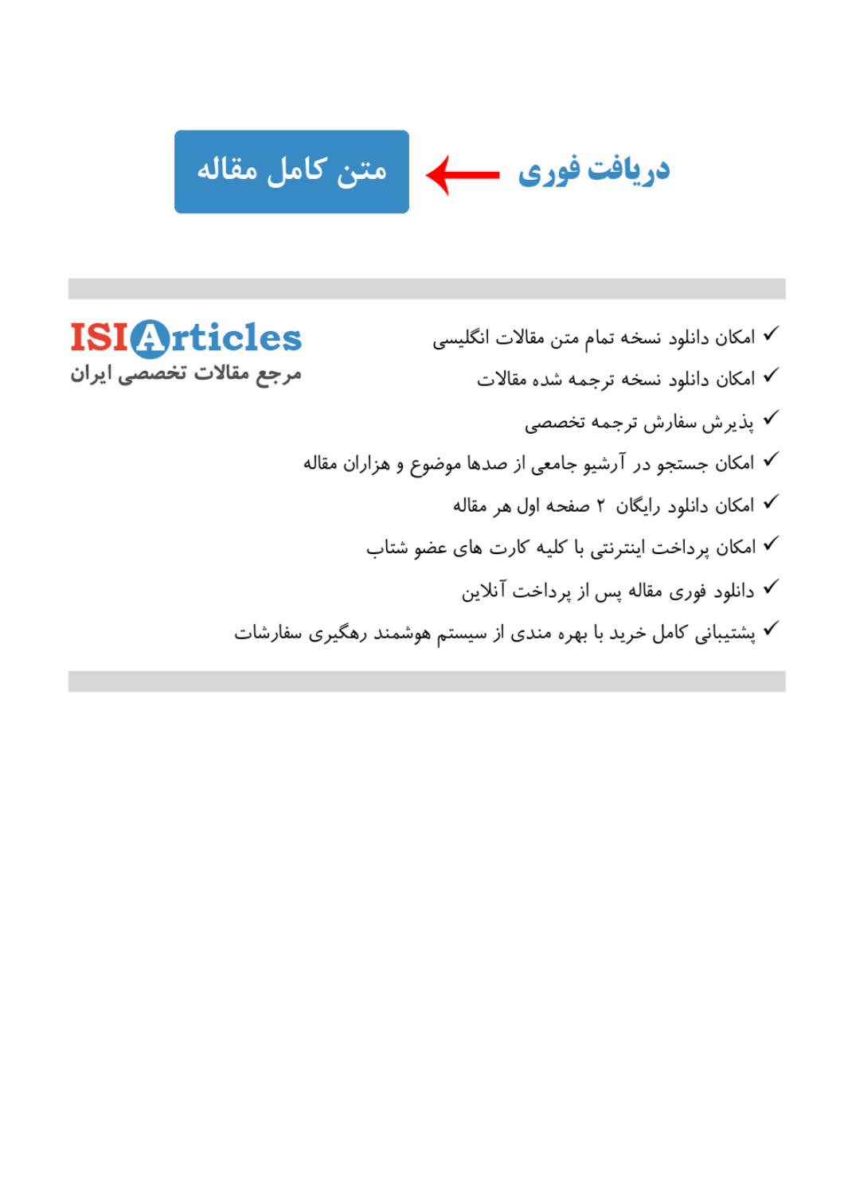دریافت فوری ← **متن کامل مقاله**

**ISIArticles**
مرجع مقالات تخصصی ایران

- ✓ امکان دانلود نسخه تمام متن مقالات انگلیسی
- ✓ امکان دانلود نسخه ترجمه شده مقالات
- ✓ پذیرش سفارش ترجمه تخصصی
- ✓ امکان جستجو در آرشیو جامعی از صدها موضوع و هزاران مقاله
- ✓ امکان دانلود رایگان ۲ صفحه اول هر مقاله
- ✓ امکان پرداخت اینترنتی با کلیه کارت های عضو شتاب
- ✓ دانلود فوری مقاله پس از پرداخت آنلاین
- ✓ پشتیبانی کامل خرید با بهره مندی از سیستم هوشمند رهگیری سفارشات